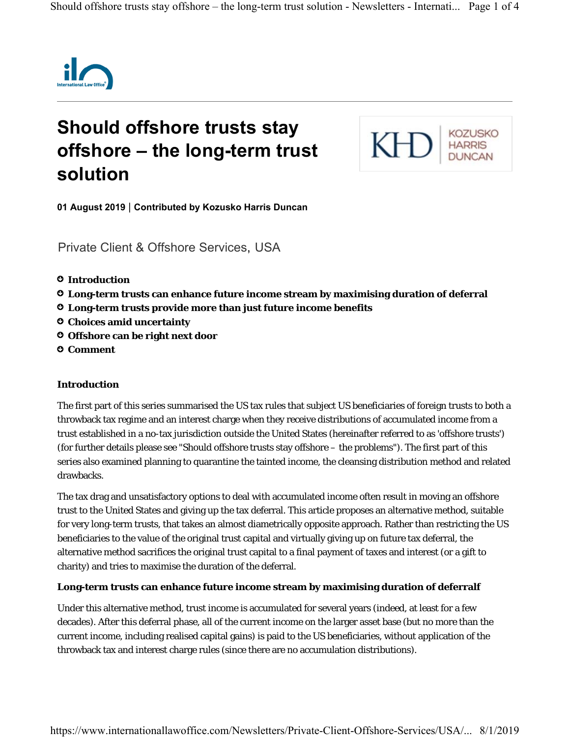# Should offshore trusts stay offshore – the long-term trust solution

**01 August 2019** | **Contributed by Kozusko Harris Duncan**

Private Client & Offshore Services, USA

- **Introduction**
- **Long-term trusts can enhance future income stream by maximising duration of deferral**
- **Long-term trusts provide more than just future income benefits**
- **Choices amid uncertainty**
- **Offshore can be right next door**
- **Comment**

## Introduction

The first part of this series summarised the US tax rules that subject US beneficiaries of foreign trusts to both a throwback tax regime and an interest charge when they receive distributions of accumulated income from a trust established in a no-tax jurisdiction outside the United States (hereinafter referred to as 'offshore trusts') (for further details please see "Should offshore trusts stay offshore – the problems"). The first part of this series also examined planning to quarantine the tainted income, the cleansing distribution method and related drawbacks.

The tax drag and unsatisfactory options to deal with accumulated income often result in moving an offshore trust to the United States and giving up the tax deferral. This article proposes an alternative method, suitable for very long-term trusts, that takes an almost diametrically opposite approach. Rather than restricting the US beneficiaries to the value of the original trust capital and virtually giving up on future tax deferral, the alternative method sacrifices the original trust capital to a final payment of taxes and interest (or a gift to charity) and tries to maximise the duration of the deferral.

## Long-term trusts can enhance future income stream by maximising duration of deferralf

Under this alternative method, trust income is accumulated for several years (indeed, at least for a few decades). After this deferral phase, all of the current income on the larger asset base (but no more than the current income, including realised capital gains) is paid to the US beneficiaries, without application of the throwback tax and interest charge rules (since there are no accumulation distributions).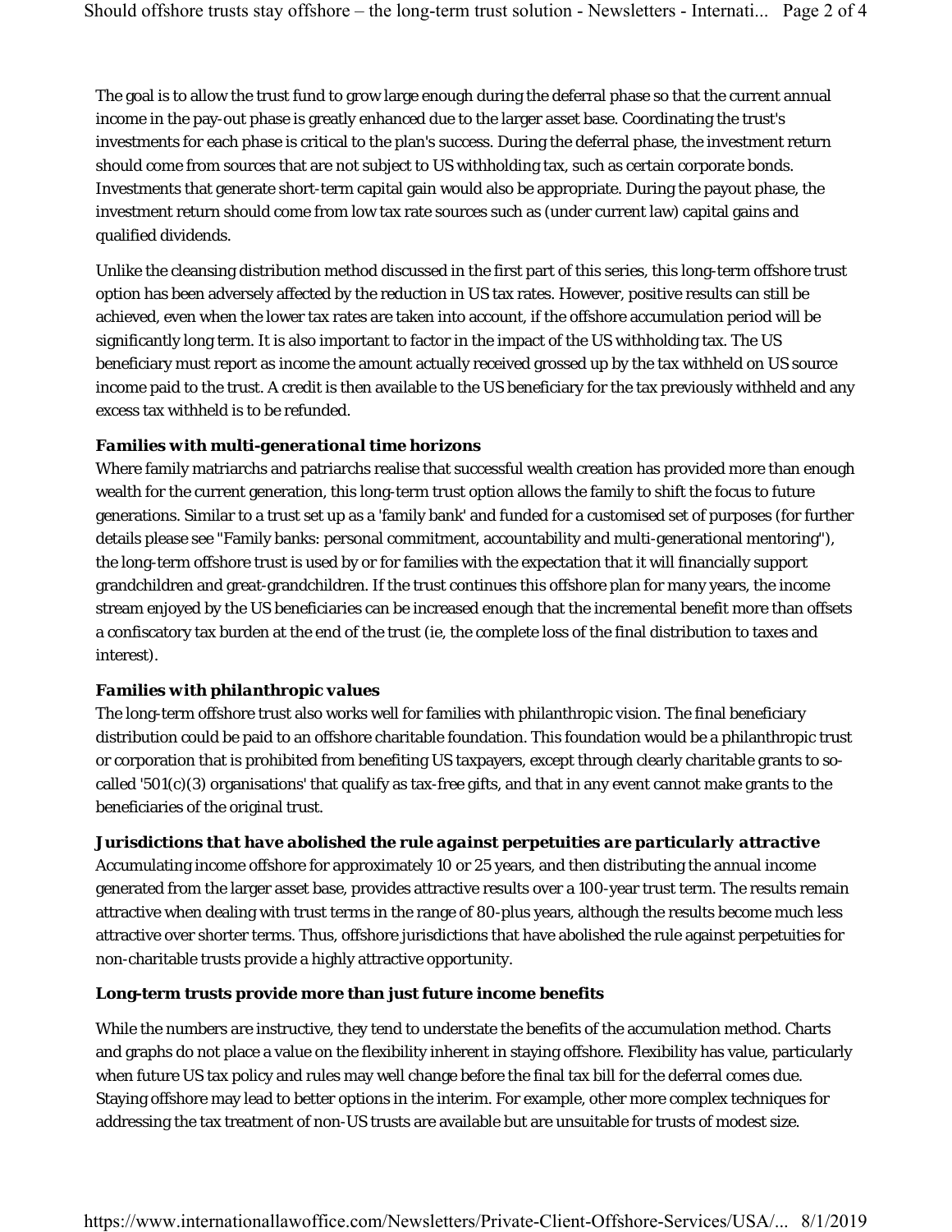The goal is to allow the trust fund to grow large enough during the deferral phase so that the current annual income in the pay-out phase is greatly enhanced due to the larger asset base. Coordinating the trust's investments for each phase is critical to the plan's success. During the deferral phase, the investment return should come from sources that are not subject to US withholding tax, such as certain corporate bonds. Investments that generate short-term capital gain would also be appropriate. During the payout phase, the investment return should come from low tax rate sources such as (under current law) capital gains and qualified dividends.

Unlike the cleansing distribution method discussed in the first part of this series, this long-term offshore trust option has been adversely affected by the reduction in US tax rates. However, positive results can still be achieved, even when the lower tax rates are taken into account, if the offshore accumulation period will be significantly long term. It is also important to factor in the impact of the US withholding tax. The US beneficiary must report as income the amount actually received grossed up by the tax withheld on US source income paid to the trust. A credit is then available to the US beneficiary for the tax previously withheld and any excess tax withheld is to be refunded.

***Families with multi-generational time horizons***

Where family matriarchs and patriarchs realise that successful wealth creation has provided more than enough wealth for the current generation, this long-term trust option allows the family to shift the focus to future generations. Similar to a trust set up as a 'family bank' and funded for a customised set of purposes (for further details please see "Family banks: personal commitment, accountability and multi-generational mentoring"), the long-term offshore trust is used by or for families with the expectation that it will financially support grandchildren and great-grandchildren. If the trust continues this offshore plan for many years, the income stream enjoyed by the US beneficiaries can be increased enough that the incremental benefit more than offsets a confiscatory tax burden at the end of the trust (ie, the complete loss of the final distribution to taxes and interest).

***Families with philanthropic values***

The long-term offshore trust also works well for families with philanthropic vision. The final beneficiary distribution could be paid to an offshore charitable foundation. This foundation would be a philanthropic trust or corporation that is prohibited from benefiting US taxpayers, except through clearly charitable grants to so-called '501(c)(3) organisations' that qualify as tax-free gifts, and that in any event cannot make grants to the beneficiaries of the original trust.

***Jurisdictions that have abolished the rule against perpetuities are particularly attractive***

Accumulating income offshore for approximately 10 or 25 years, and then distributing the annual income generated from the larger asset base, provides attractive results over a 100-year trust term. The results remain attractive when dealing with trust terms in the range of 80-plus years, although the results become much less attractive over shorter terms. Thus, offshore jurisdictions that have abolished the rule against perpetuities for non-charitable trusts provide a highly attractive opportunity.

**Long-term trusts provide more than just future income benefits**

While the numbers are instructive, they tend to understate the benefits of the accumulation method. Charts and graphs do not place a value on the flexibility inherent in staying offshore. Flexibility has value, particularly when future US tax policy and rules may well change before the final tax bill for the deferral comes due. Staying offshore may lead to better options in the interim. For example, other more complex techniques for addressing the tax treatment of non-US trusts are available but are unsuitable for trusts of modest size.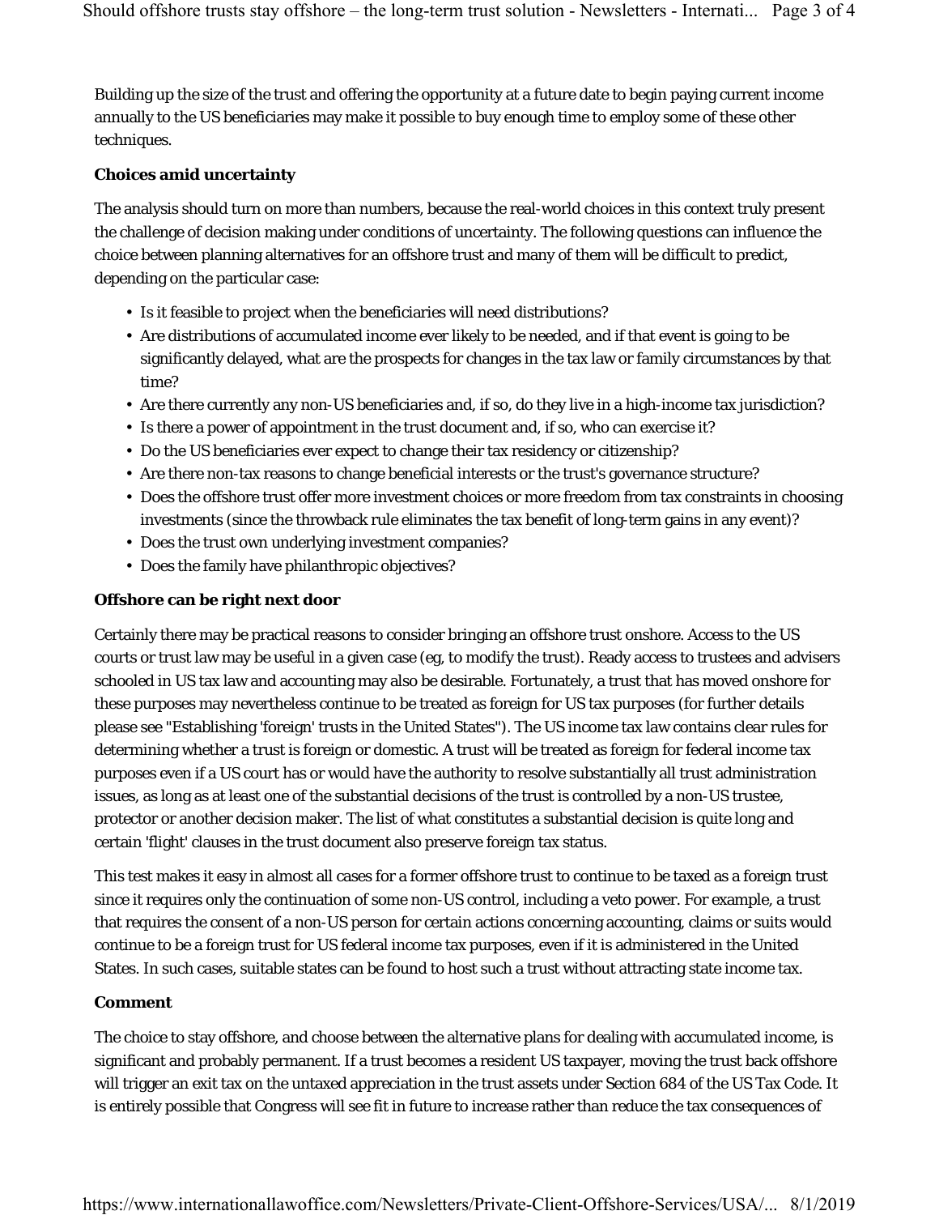Building up the size of the trust and offering the opportunity at a future date to begin paying current income annually to the US beneficiaries may make it possible to buy enough time to employ some of these other techniques.

**Choices amid uncertainty**

The analysis should turn on more than numbers, because the real-world choices in this context truly present the challenge of decision making under conditions of uncertainty. The following questions can influence the choice between planning alternatives for an offshore trust and many of them will be difficult to predict, depending on the particular case:

- Is it feasible to project when the beneficiaries will need distributions?
- Are distributions of accumulated income ever likely to be needed, and if that event is going to be significantly delayed, what are the prospects for changes in the tax law or family circumstances by that time?
- Are there currently any non-US beneficiaries and, if so, do they live in a high-income tax jurisdiction?
- Is there a power of appointment in the trust document and, if so, who can exercise it?
- Do the US beneficiaries ever expect to change their tax residency or citizenship?
- Are there non-tax reasons to change beneficial interests or the trust's governance structure?
- Does the offshore trust offer more investment choices or more freedom from tax constraints in choosing investments (since the throwback rule eliminates the tax benefit of long-term gains in any event)?
- Does the trust own underlying investment companies?
- Does the family have philanthropic objectives?

**Offshore can be right next door**

Certainly there may be practical reasons to consider bringing an offshore trust onshore. Access to the US courts or trust law may be useful in a given case (eg, to modify the trust). Ready access to trustees and advisers schooled in US tax law and accounting may also be desirable. Fortunately, a trust that has moved onshore for these purposes may nevertheless continue to be treated as foreign for US tax purposes (for further details please see "Establishing 'foreign' trusts in the United States"). The US income tax law contains clear rules for determining whether a trust is foreign or domestic. A trust will be treated as foreign for federal income tax purposes even if a US court has or would have the authority to resolve substantially all trust administration issues, as long as at least one of the substantial decisions of the trust is controlled by a non-US trustee, protector or another decision maker. The list of what constitutes a substantial decision is quite long and certain 'flight' clauses in the trust document also preserve foreign tax status.

This test makes it easy in almost all cases for a former offshore trust to continue to be taxed as a foreign trust since it requires only the continuation of some non-US control, including a veto power. For example, a trust that requires the consent of a non-US person for certain actions concerning accounting, claims or suits would continue to be a foreign trust for US federal income tax purposes, even if it is administered in the United States. In such cases, suitable states can be found to host such a trust without attracting state income tax.

**Comment**

The choice to stay offshore, and choose between the alternative plans for dealing with accumulated income, is significant and probably permanent. If a trust becomes a resident US taxpayer, moving the trust back offshore will trigger an exit tax on the untaxed appreciation in the trust assets under Section 684 of the US Tax Code. It is entirely possible that Congress will see fit in future to increase rather than reduce the tax consequences of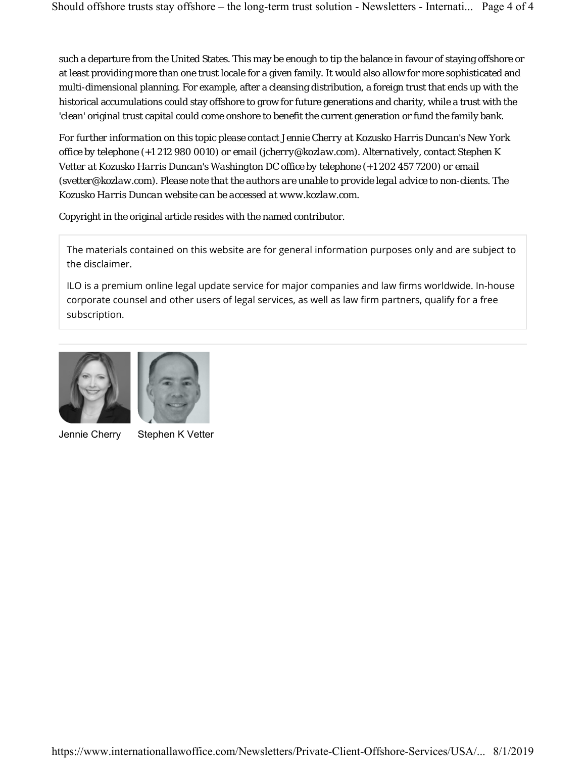such a departure from the United States. This may be enough to tip the balance in favour of staying offshore or at least providing more than one trust locale for a given family. It would also allow for more sophisticated and multi-dimensional planning. For example, after a cleansing distribution, a foreign trust that ends up with the historical accumulations could stay offshore to grow for future generations and charity, while a trust with the 'clean' original trust capital could come onshore to benefit the current generation or fund the family bank.

*For further information on this topic please contact Jennie Cherry at Kozusko Harris Duncan's New York office by telephone (+1 212 980 0010) or email (jcherry@kozlaw.com). Alternatively, contact Stephen K Vetter at Kozusko Harris Duncan's Washington DC office by telephone (+1 202 457 7200) or email (svetter@kozlaw.com). Please note that the authors are unable to provide legal advice to non-clients. The Kozusko Harris Duncan website can be accessed at www.kozlaw.com.*

Copyright in the original article resides with the named contributor.

The materials contained on this website are for general information purposes only and are subject to the disclaimer.

ILO is a premium online legal update service for major companies and law firms worldwide. In-house corporate counsel and other users of legal services, as well as law firm partners, qualify for a free subscription.

Jennie Cherry

Stephen K Vetter